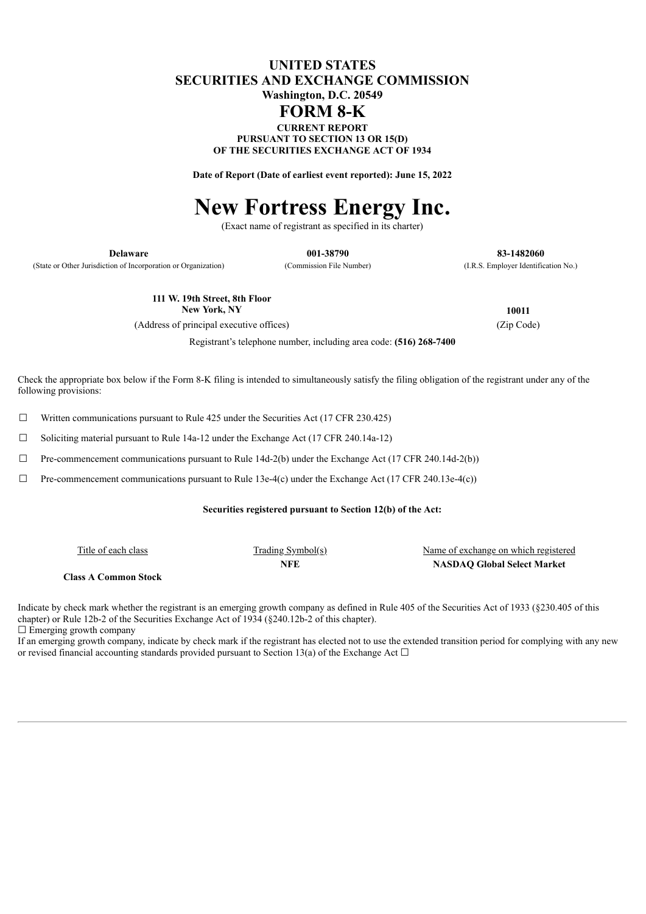# UNITED STATES
# SECURITIES AND EXCHANGE COMMISSION
**Washington, D.C. 20549**

# FORM 8-K

**CURRENT REPORT**
**PURSUANT TO SECTION 13 OR 15(D)**
**OF THE SECURITIES EXCHANGE ACT OF 1934**

**Date of Report (Date of earliest event reported): June 15, 2022**

# New Fortress Energy Inc.

(Exact name of registrant as specified in its charter)

| **Delaware** | **001-38790** | **83-1482060** |
|---|---|---|
| (State or Other Jurisdiction of Incorporation or Organization) | (Commission File Number) | (I.R.S. Employer Identification No.) |

| **111 W. 19th Street, 8th Floor New York, NY** | **10011** |
|---|---|
| (Address of principal executive offices) | (Zip Code) |

Registrant's telephone number, including area code: **(516) 268-7400**

Check the appropriate box below if the Form 8-K filing is intended to simultaneously satisfy the filing obligation of the registrant under any of the following provisions:

☐ Written communications pursuant to Rule 425 under the Securities Act (17 CFR 230.425)

☐ Soliciting material pursuant to Rule 14a-12 under the Exchange Act (17 CFR 240.14a-12)

☐ Pre-commencement communications pursuant to Rule 14d-2(b) under the Exchange Act (17 CFR 240.14d-2(b))

☐ Pre-commencement communications pursuant to Rule 13e-4(c) under the Exchange Act (17 CFR 240.13e-4(c))

**Securities registered pursuant to Section 12(b) of the Act:**

| Title of each class | Trading Symbol(s) | Name of exchange on which registered |
|---|---|---|
| **Class A Common Stock** | **NFE** | **NASDAQ Global Select Market** |

Indicate by check mark whether the registrant is an emerging growth company as defined in Rule 405 of the Securities Act of 1933 (§230.405 of this chapter) or Rule 12b-2 of the Securities Exchange Act of 1934 (§240.12b-2 of this chapter).

☐ Emerging growth company

If an emerging growth company, indicate by check mark if the registrant has elected not to use the extended transition period for complying with any new or revised financial accounting standards provided pursuant to Section 13(a) of the Exchange Act ☐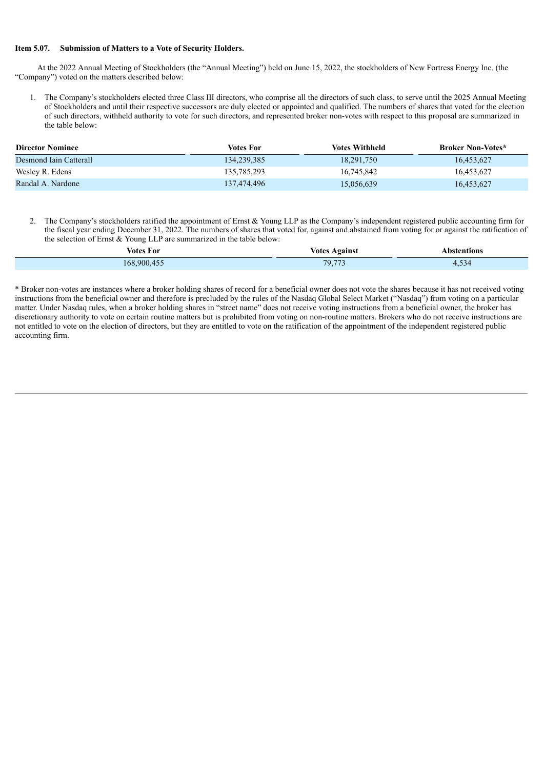**Item 5.07. Submission of Matters to a Vote of Security Holders.**

At the 2022 Annual Meeting of Stockholders (the "Annual Meeting") held on June 15, 2022, the stockholders of New Fortress Energy Inc. (the "Company") voted on the matters described below:

1. The Company's stockholders elected three Class III directors, who comprise all the directors of such class, to serve until the 2025 Annual Meeting of Stockholders and until their respective successors are duly elected or appointed and qualified. The numbers of shares that voted for the election of such directors, withheld authority to vote for such directors, and represented broker non-votes with respect to this proposal are summarized in the table below:

| Director Nominee | Votes For | Votes Withheld | Broker Non-Votes* |
|---|---|---|---|
| Desmond Iain Catterall | 134,239,385 | 18,291,750 | 16,453,627 |
| Wesley R. Edens | 135,785,293 | 16,745,842 | 16,453,627 |
| Randal A. Nardone | 137,474,496 | 15,056,639 | 16,453,627 |

2. The Company's stockholders ratified the appointment of Ernst & Young LLP as the Company's independent registered public accounting firm for the fiscal year ending December 31, 2022. The numbers of shares that voted for, against and abstained from voting for or against the ratification of the selection of Ernst & Young LLP are summarized in the table below:

| Votes For | Votes Against | Abstentions |
|---|---|---|
| 168,900,455 | 79,773 | 4,534 |

* Broker non-votes are instances where a broker holding shares of record for a beneficial owner does not vote the shares because it has not received voting instructions from the beneficial owner and therefore is precluded by the rules of the Nasdaq Global Select Market ("Nasdaq") from voting on a particular matter. Under Nasdaq rules, when a broker holding shares in "street name" does not receive voting instructions from a beneficial owner, the broker has discretionary authority to vote on certain routine matters but is prohibited from voting on non-routine matters. Brokers who do not receive instructions are not entitled to vote on the election of directors, but they are entitled to vote on the ratification of the appointment of the independent registered public accounting firm.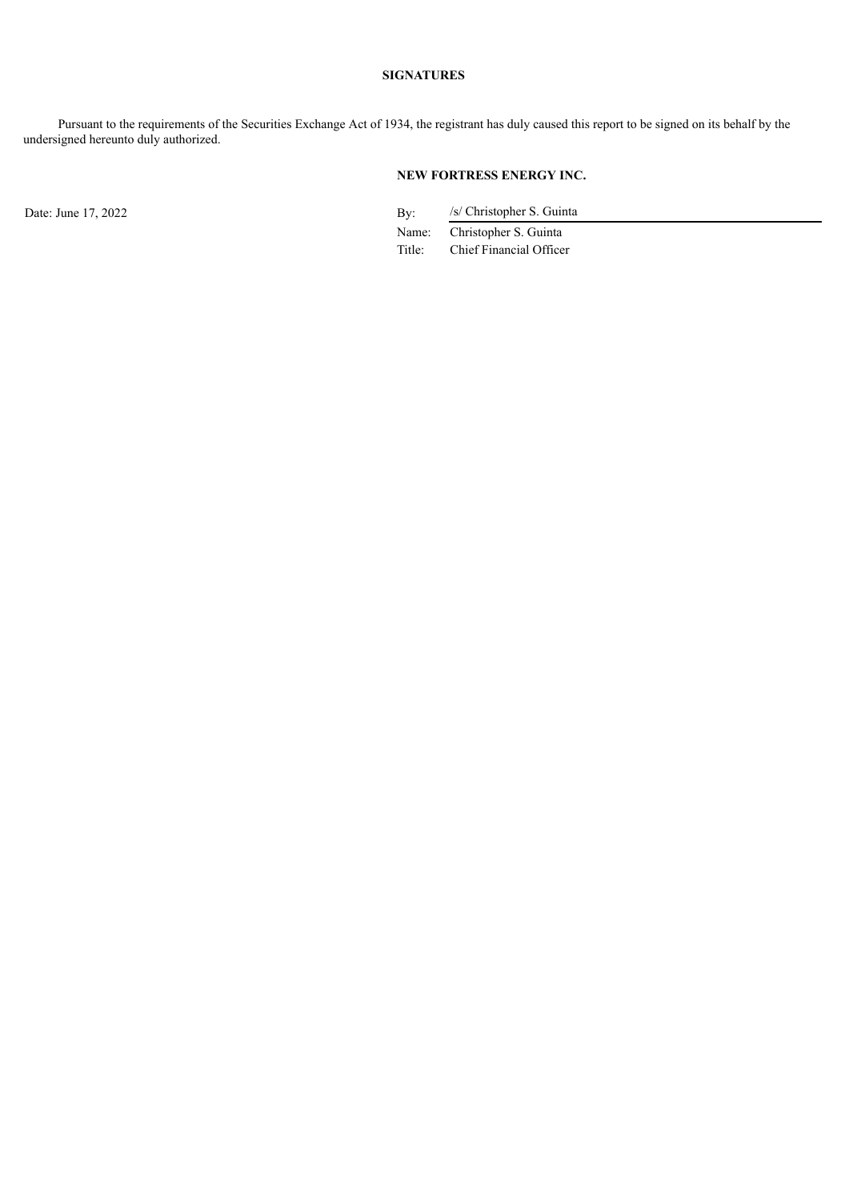**SIGNATURES**

Pursuant to the requirements of the Securities Exchange Act of 1934, the registrant has duly caused this report to be signed on its behalf by the undersigned hereunto duly authorized.

**NEW FORTRESS ENERGY INC.**

| | | |
|---|---|---|
| Date: June 17, 2022 | By: | /s/ Christopher S. Guinta |
| | Name: | Christopher S. Guinta |
| | Title: | Chief Financial Officer |